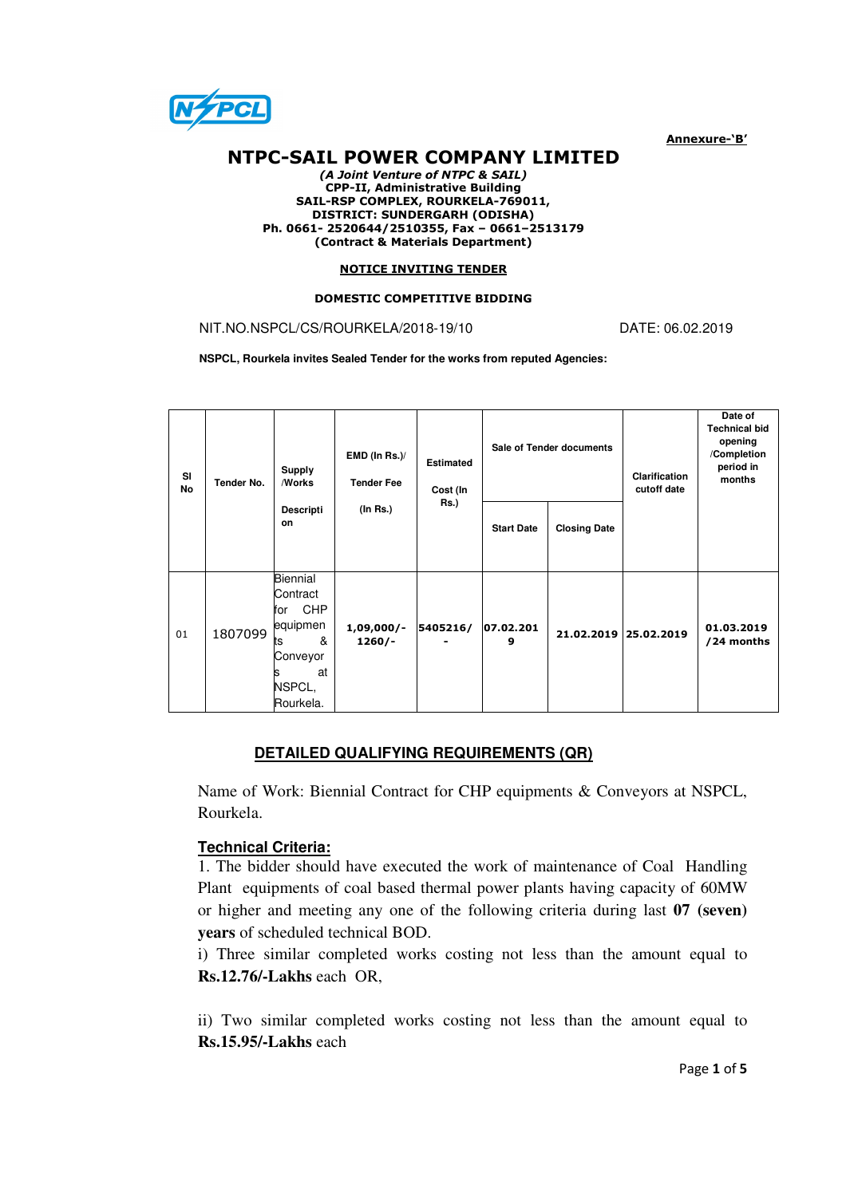**Annexure-'B'**

# NTPC-SAIL POWER COMPANY LIMITED

***(A Joint Venture of NTPC & SAIL)***
**CPP-II, Administrative Building**
**SAIL-RSP COMPLEX, ROURKELA-769011,**
**DISTRICT: SUNDERGARH (ODISHA)**
**Ph. 0661- 2520644/2510355, Fax – 0661–2513179**
**(Contract & Materials Department)**

## NOTICE INVITING TENDER

**DOMESTIC COMPETITIVE BIDDING**

NIT.NO.NSPCL/CS/ROURKELA/2018-19/10 DATE: 06.02.2019

**NSPCL, Rourkela invites Sealed Tender for the works from reputed Agencies:**

| Sl No | Tender No. | Supply /Works Description | EMD (In Rs.)/ Tender Fee (In Rs.) | Estimated Cost (In Rs.) | Sale of Tender documents | | Clarification cutoff date | Date of Technical bid opening /Completion period in months |
|---|---|---|---|---|---|---|---|---|
| | | | | | Start Date | Closing Date | | |
| 01 | 1807099 | Biennial Contract for CHP equipments & Conveyors at NSPCL, Rourkela. | **1,09,000/- 1260/-** | **5405216/ -** | **07.02.2019** | **21.02.2019** | **25.02.2019** | **01.03.2019 /24 months** |

## DETAILED QUALIFYING REQUIREMENTS (QR)

Name of Work: Biennial Contract for CHP equipments & Conveyors at NSPCL, Rourkela.

### Technical Criteria:

1. The bidder should have executed the work of maintenance of Coal Handling Plant equipments of coal based thermal power plants having capacity of 60MW or higher and meeting any one of the following criteria during last **07 (seven) years** of scheduled technical BOD.

i) Three similar completed works costing not less than the amount equal to **Rs.12.76/-Lakhs** each OR,

ii) Two similar completed works costing not less than the amount equal to **Rs.15.95/-Lakhs** each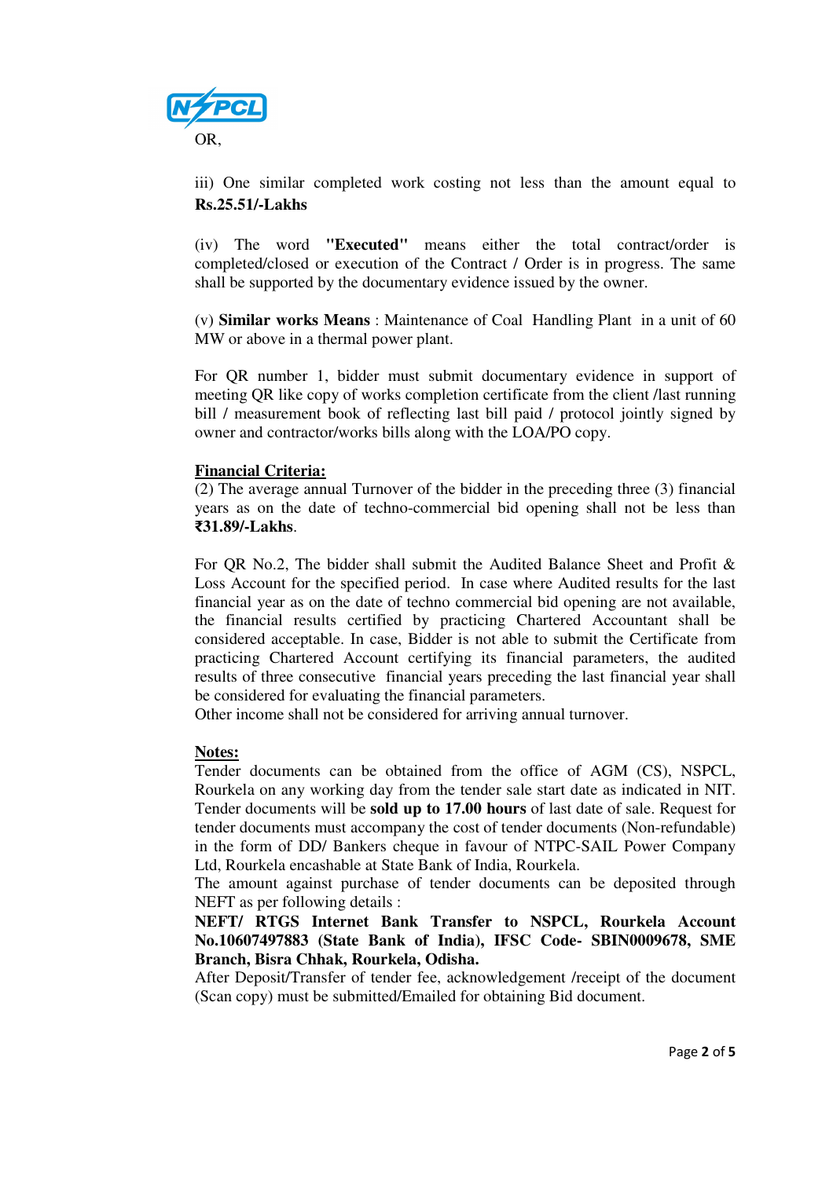OR,

iii) One similar completed work costing not less than the amount equal to **Rs.25.51/-Lakhs**

(iv) The word **"Executed"** means either the total contract/order is completed/closed or execution of the Contract / Order is in progress. The same shall be supported by the documentary evidence issued by the owner.

(v) **Similar works Means** : Maintenance of Coal Handling Plant in a unit of 60 MW or above in a thermal power plant.

For QR number 1, bidder must submit documentary evidence in support of meeting QR like copy of works completion certificate from the client /last running bill / measurement book of reflecting last bill paid / protocol jointly signed by owner and contractor/works bills along with the LOA/PO copy.

**Financial Criteria:**

(2) The average annual Turnover of the bidder in the preceding three (3) financial years as on the date of techno-commercial bid opening shall not be less than **₹31.89/-Lakhs**.

For QR No.2, The bidder shall submit the Audited Balance Sheet and Profit & Loss Account for the specified period. In case where Audited results for the last financial year as on the date of techno commercial bid opening are not available, the financial results certified by practicing Chartered Accountant shall be considered acceptable. In case, Bidder is not able to submit the Certificate from practicing Chartered Account certifying its financial parameters, the audited results of three consecutive financial years preceding the last financial year shall be considered for evaluating the financial parameters.

Other income shall not be considered for arriving annual turnover.

**Notes:**

Tender documents can be obtained from the office of AGM (CS), NSPCL, Rourkela on any working day from the tender sale start date as indicated in NIT. Tender documents will be **sold up to 17.00 hours** of last date of sale. Request for tender documents must accompany the cost of tender documents (Non-refundable) in the form of DD/ Bankers cheque in favour of NTPC-SAIL Power Company Ltd, Rourkela encashable at State Bank of India, Rourkela.

The amount against purchase of tender documents can be deposited through NEFT as per following details :

**NEFT/ RTGS Internet Bank Transfer to NSPCL, Rourkela Account No.10607497883 (State Bank of India), IFSC Code- SBIN0009678, SME Branch, Bisra Chhak, Rourkela, Odisha.**

After Deposit/Transfer of tender fee, acknowledgement /receipt of the document (Scan copy) must be submitted/Emailed for obtaining Bid document.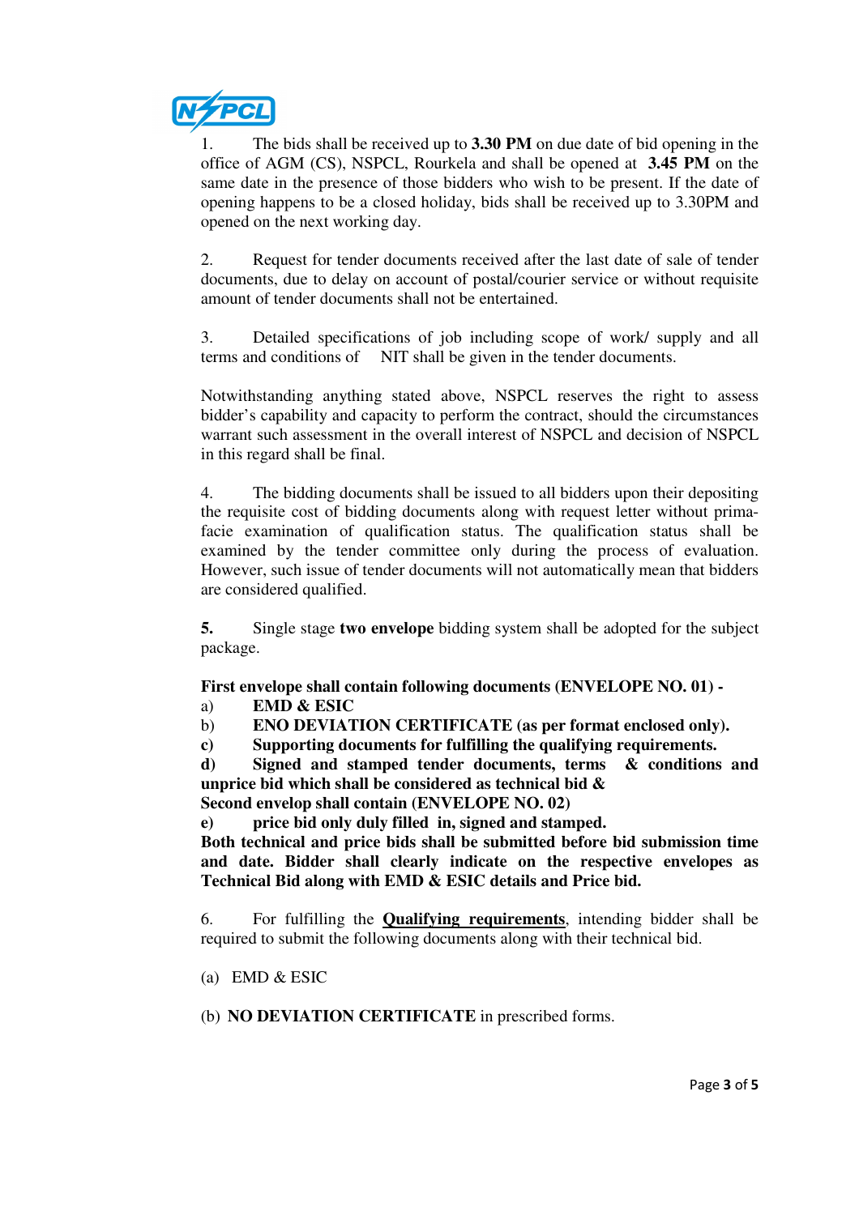1. The bids shall be received up to **3.30 PM** on due date of bid opening in the office of AGM (CS), NSPCL, Rourkela and shall be opened at **3.45 PM** on the same date in the presence of those bidders who wish to be present. If the date of opening happens to be a closed holiday, bids shall be received up to 3.30PM and opened on the next working day.

2. Request for tender documents received after the last date of sale of tender documents, due to delay on account of postal/courier service or without requisite amount of tender documents shall not be entertained.

3. Detailed specifications of job including scope of work/ supply and all terms and conditions of NIT shall be given in the tender documents.

Notwithstanding anything stated above, NSPCL reserves the right to assess bidder's capability and capacity to perform the contract, should the circumstances warrant such assessment in the overall interest of NSPCL and decision of NSPCL in this regard shall be final.

4. The bidding documents shall be issued to all bidders upon their depositing the requisite cost of bidding documents along with request letter without prima-facie examination of qualification status. The qualification status shall be examined by the tender committee only during the process of evaluation. However, such issue of tender documents will not automatically mean that bidders are considered qualified.

**5.** Single stage **two envelope** bidding system shall be adopted for the subject package.

**First envelope shall contain following documents (ENVELOPE NO. 01) -**

a) **EMD & ESIC**

b) **ENO DEVIATION CERTIFICATE (as per format enclosed only).**

**c) Supporting documents for fulfilling the qualifying requirements.**

**d) Signed and stamped tender documents, terms & conditions and unprice bid which shall be considered as technical bid &**

**Second envelop shall contain (ENVELOPE NO. 02)**

**e) price bid only duly filled in, signed and stamped.**

**Both technical and price bids shall be submitted before bid submission time and date. Bidder shall clearly indicate on the respective envelopes as Technical Bid along with EMD & ESIC details and Price bid.**

6. For fulfilling the **Qualifying requirements**, intending bidder shall be required to submit the following documents along with their technical bid.

(a) EMD & ESIC

(b) **NO DEVIATION CERTIFICATE** in prescribed forms.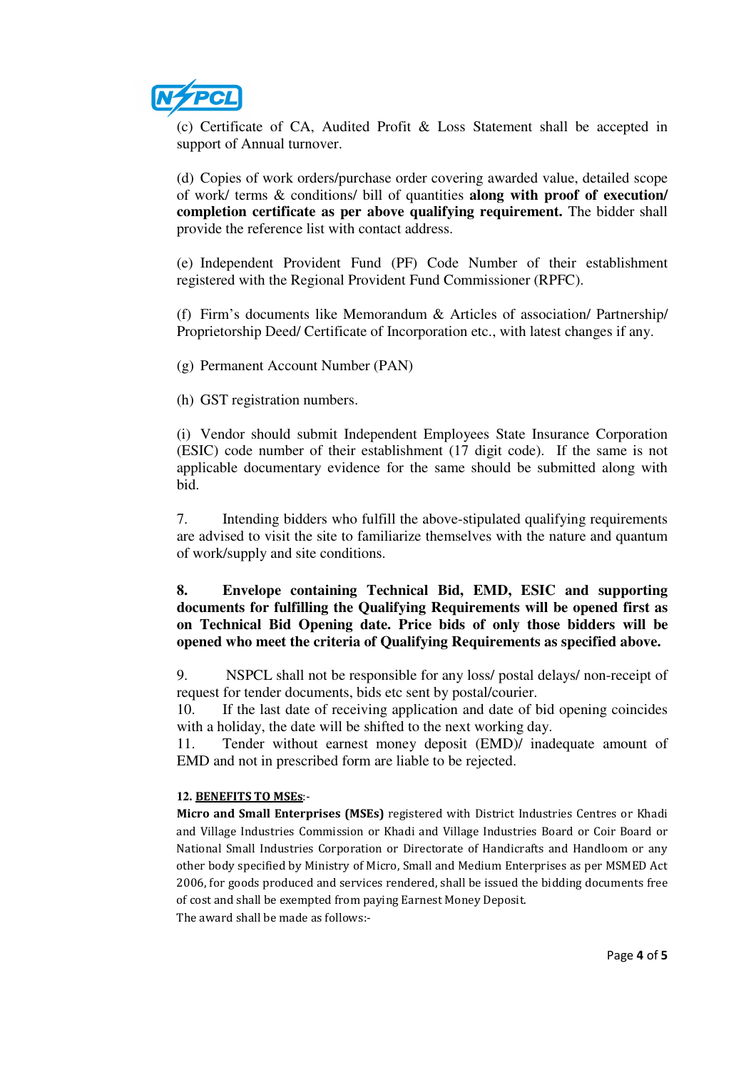(c) Certificate of CA, Audited Profit & Loss Statement shall be accepted in support of Annual turnover.

(d) Copies of work orders/purchase order covering awarded value, detailed scope of work/ terms & conditions/ bill of quantities **along with proof of execution/ completion certificate as per above qualifying requirement.** The bidder shall provide the reference list with contact address.

(e) Independent Provident Fund (PF) Code Number of their establishment registered with the Regional Provident Fund Commissioner (RPFC).

(f) Firm's documents like Memorandum & Articles of association/ Partnership/ Proprietorship Deed/ Certificate of Incorporation etc., with latest changes if any.

(g) Permanent Account Number (PAN)

(h) GST registration numbers.

(i) Vendor should submit Independent Employees State Insurance Corporation (ESIC) code number of their establishment (17 digit code). If the same is not applicable documentary evidence for the same should be submitted along with bid.

7. Intending bidders who fulfill the above-stipulated qualifying requirements are advised to visit the site to familiarize themselves with the nature and quantum of work/supply and site conditions.

**8. Envelope containing Technical Bid, EMD, ESIC and supporting documents for fulfilling the Qualifying Requirements will be opened first as on Technical Bid Opening date. Price bids of only those bidders will be opened who meet the criteria of Qualifying Requirements as specified above.**

9. NSPCL shall not be responsible for any loss/ postal delays/ non-receipt of request for tender documents, bids etc sent by postal/courier.

10. If the last date of receiving application and date of bid opening coincides with a holiday, the date will be shifted to the next working day.

11. Tender without earnest money deposit (EMD)/ inadequate amount of EMD and not in prescribed form are liable to be rejected.

**12. BENEFITS TO MSEs**:-

**Micro and Small Enterprises (MSEs)** registered with District Industries Centres or Khadi and Village Industries Commission or Khadi and Village Industries Board or Coir Board or National Small Industries Corporation or Directorate of Handicrafts and Handloom or any other body specified by Ministry of Micro, Small and Medium Enterprises as per MSMED Act 2006, for goods produced and services rendered, shall be issued the bidding documents free of cost and shall be exempted from paying Earnest Money Deposit.

The award shall be made as follows:-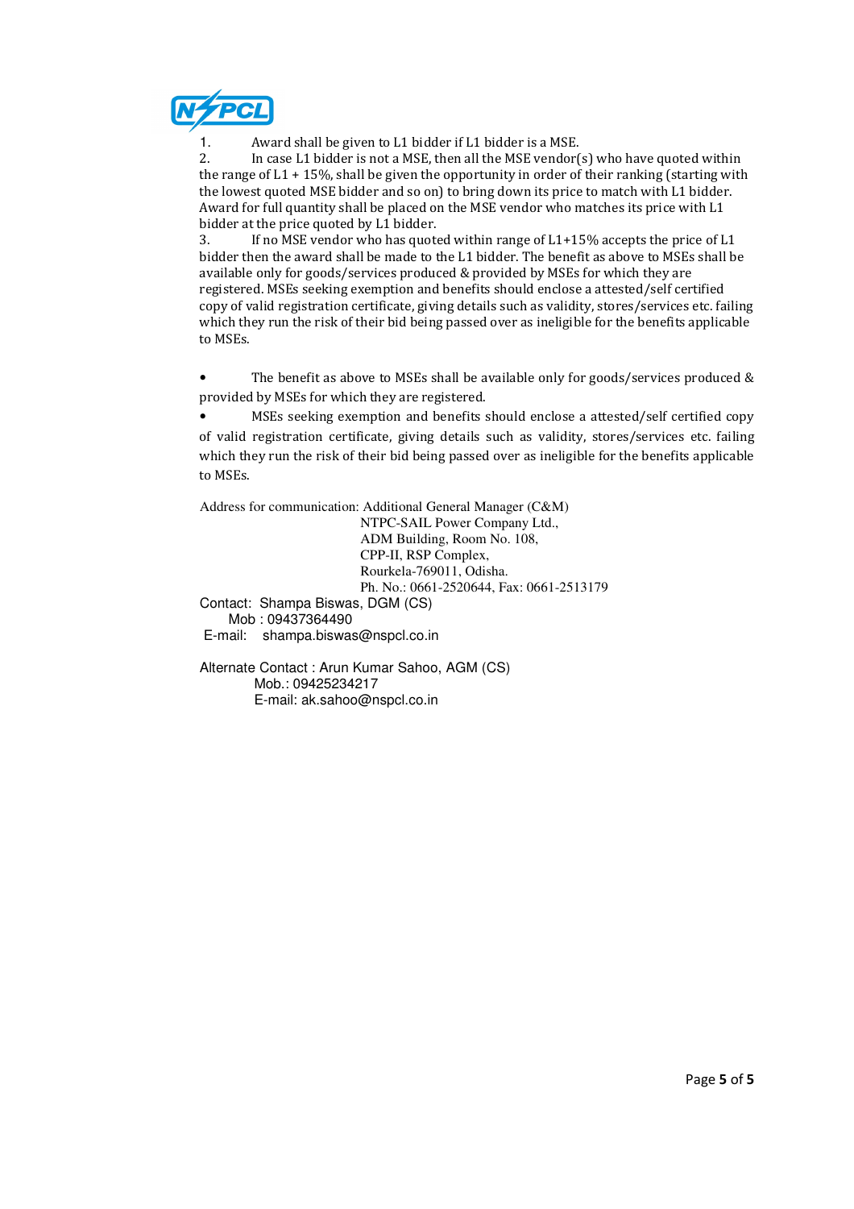1. Award shall be given to L1 bidder if L1 bidder is a MSE.
2. In case L1 bidder is not a MSE, then all the MSE vendor(s) who have quoted within the range of L1 + 15%, shall be given the opportunity in order of their ranking (starting with the lowest quoted MSE bidder and so on) to bring down its price to match with L1 bidder. Award for full quantity shall be placed on the MSE vendor who matches its price with L1 bidder at the price quoted by L1 bidder.
3. If no MSE vendor who has quoted within range of L1+15% accepts the price of L1 bidder then the award shall be made to the L1 bidder. The benefit as above to MSEs shall be available only for goods/services produced & provided by MSEs for which they are registered. MSEs seeking exemption and benefits should enclose a attested/self certified copy of valid registration certificate, giving details such as validity, stores/services etc. failing which they run the risk of their bid being passed over as ineligible for the benefits applicable to MSEs.

- The benefit as above to MSEs shall be available only for goods/services produced & provided by MSEs for which they are registered.
- MSEs seeking exemption and benefits should enclose a attested/self certified copy of valid registration certificate, giving details such as validity, stores/services etc. failing which they run the risk of their bid being passed over as ineligible for the benefits applicable to MSEs.

Address for communication: Additional General Manager (C&M)
NTPC-SAIL Power Company Ltd.,
ADM Building, Room No. 108,
CPP-II, RSP Complex,
Rourkela-769011, Odisha.
Ph. No.: 0661-2520644, Fax: 0661-2513179

Contact: Shampa Biswas, DGM (CS)
Mob : 09437364490
E-mail: shampa.biswas@nspcl.co.in

Alternate Contact : Arun Kumar Sahoo, AGM (CS)
Mob.: 09425234217
E-mail: ak.sahoo@nspcl.co.in